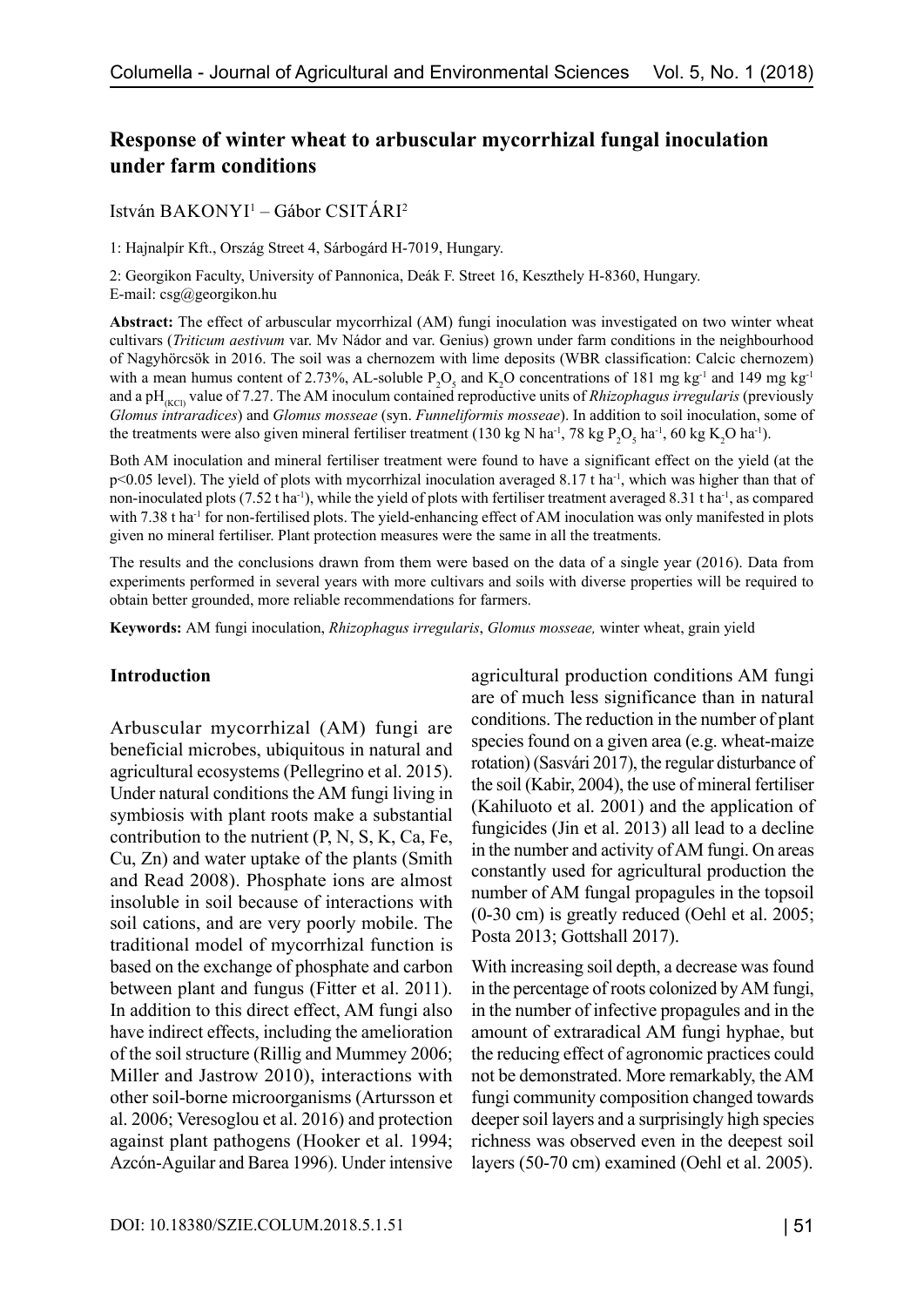# Response of winter wheat to arbuscular mycorrhizal fungal inoculation under farm conditions

István BAKONYI[1] – Gábor CSITÁRI[2]

1: Hajnalpír Kft., Ország Street 4, Sárbogárd H-7019, Hungary.

2: Georgikon Faculty, University of Pannonica, Deák F. Street 16, Keszthely H-8360, Hungary. E-mail: csg@georgikon.hu

**Abstract:** The effect of arbuscular mycorrhizal (AM) fungi inoculation was investigated on two winter wheat cultivars (*Triticum aestivum* var. Mv Nádor and var. Genius) grown under farm conditions in the neighbourhood of Nagyhörcsök in 2016. The soil was a chernozem with lime deposits (WBR classification: Calcic chernozem) with a mean humus content of 2.73%, AL-soluble $P_2O_5$ and $K_2O$ concentrations of 181 mg kg$^{-1}$ and 149 mg kg$^{-1}$ and a $pH_{(KCl)}$ value of 7.27. The AM inoculum contained reproductive units of *Rhizophagus irregularis* (previously *Glomus intraradices*) and *Glomus mosseae* (syn. *Funneliformis mosseae*). In addition to soil inoculation, some of the treatments were also given mineral fertiliser treatment (130 kg N ha$^{-1}$, 78 kg $P_2O_5$ ha$^{-1}$, 60 kg $K_2O$ ha$^{-1}$).

Both AM inoculation and mineral fertiliser treatment were found to have a significant effect on the yield (at the $p<0.05$ level). The yield of plots with mycorrhizal inoculation averaged 8.17 t ha$^{-1}$, which was higher than that of non-inoculated plots (7.52 t ha$^{-1}$), while the yield of plots with fertiliser treatment averaged 8.31 t ha$^{-1}$, as compared with 7.38 t ha$^{-1}$ for non-fertilised plots. The yield-enhancing effect of AM inoculation was only manifested in plots given no mineral fertiliser. Plant protection measures were the same in all the treatments.

The results and the conclusions drawn from them were based on the data of a single year (2016). Data from experiments performed in several years with more cultivars and soils with diverse properties will be required to obtain better grounded, more reliable recommendations for farmers.

**Keywords:** AM fungi inoculation, *Rhizophagus irregularis*, *Glomus mosseae,* winter wheat, grain yield

## Introduction

Arbuscular mycorrhizal (AM) fungi are beneficial microbes, ubiquitous in natural and agricultural ecosystems (Pellegrino et al. 2015). Under natural conditions the AM fungi living in symbiosis with plant roots make a substantial contribution to the nutrient (P, N, S, K, Ca, Fe, Cu, Zn) and water uptake of the plants (Smith and Read 2008). Phosphate ions are almost insoluble in soil because of interactions with soil cations, and are very poorly mobile. The traditional model of mycorrhizal function is based on the exchange of phosphate and carbon between plant and fungus (Fitter et al. 2011). In addition to this direct effect, AM fungi also have indirect effects, including the amelioration of the soil structure (Rillig and Mummey 2006; Miller and Jastrow 2010), interactions with other soil-borne microorganisms (Artursson et al. 2006; Veresoglou et al. 2016) and protection against plant pathogens (Hooker et al. 1994; Azcón-Aguilar and Barea 1996). Under intensive agricultural production conditions AM fungi are of much less significance than in natural conditions. The reduction in the number of plant species found on a given area (e.g. wheat-maize rotation) (Sasvári 2017), the regular disturbance of the soil (Kabir, 2004), the use of mineral fertiliser (Kahiluoto et al. 2001) and the application of fungicides (Jin et al. 2013) all lead to a decline in the number and activity of AM fungi. On areas constantly used for agricultural production the number of AM fungal propagules in the topsoil (0-30 cm) is greatly reduced (Oehl et al. 2005; Posta 2013; Gottshall 2017).

With increasing soil depth, a decrease was found in the percentage of roots colonized by AM fungi, in the number of infective propagules and in the amount of extraradical AM fungi hyphae, but the reducing effect of agronomic practices could not be demonstrated. More remarkably, the AM fungi community composition changed towards deeper soil layers and a surprisingly high species richness was observed even in the deepest soil layers (50-70 cm) examined (Oehl et al. 2005).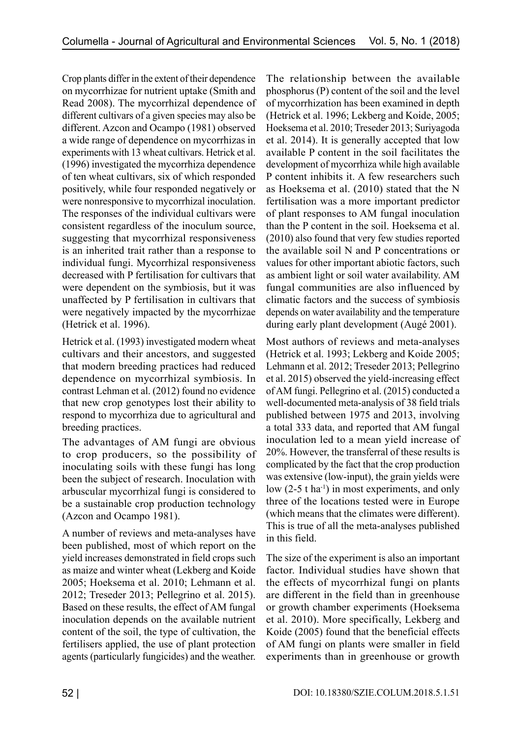Crop plants differ in the extent of their dependence on mycorrhizae for nutrient uptake (Smith and Read 2008). The mycorrhizal dependence of different cultivars of a given species may also be different. Azcon and Ocampo (1981) observed a wide range of dependence on mycorrhizas in experiments with 13 wheat cultivars. Hetrick et al. (1996) investigated the mycorrhiza dependence of ten wheat cultivars, six of which responded positively, while four responded negatively or were nonresponsive to mycorrhizal inoculation. The responses of the individual cultivars were consistent regardless of the inoculum source, suggesting that mycorrhizal responsiveness is an inherited trait rather than a response to individual fungi. Mycorrhizal responsiveness decreased with P fertilisation for cultivars that were dependent on the symbiosis, but it was unaffected by P fertilisation in cultivars that were negatively impacted by the mycorrhizae (Hetrick et al. 1996).

Hetrick et al. (1993) investigated modern wheat cultivars and their ancestors, and suggested that modern breeding practices had reduced dependence on mycorrhizal symbiosis. In contrast Lehman et al. (2012) found no evidence that new crop genotypes lost their ability to respond to mycorrhiza due to agricultural and breeding practices.

The advantages of AM fungi are obvious to crop producers, so the possibility of inoculating soils with these fungi has long been the subject of research. Inoculation with arbuscular mycorrhizal fungi is considered to be a sustainable crop production technology (Azcon and Ocampo 1981).

A number of reviews and meta-analyses have been published, most of which report on the yield increases demonstrated in field crops such as maize and winter wheat (Lekberg and Koide 2005; Hoeksema et al. 2010; Lehmann et al. 2012; Treseder 2013; Pellegrino et al. 2015). Based on these results, the effect of AM fungal inoculation depends on the available nutrient content of the soil, the type of cultivation, the fertilisers applied, the use of plant protection agents (particularly fungicides) and the weather.

The relationship between the available phosphorus (P) content of the soil and the level of mycorrhization has been examined in depth (Hetrick et al. 1996; Lekberg and Koide, 2005; Hoeksema et al. 2010; Treseder 2013; Suriyagoda et al. 2014). It is generally accepted that low available P content in the soil facilitates the development of mycorrhiza while high available P content inhibits it. A few researchers such as Hoeksema et al. (2010) stated that the N fertilisation was a more important predictor of plant responses to AM fungal inoculation than the P content in the soil. Hoeksema et al. (2010) also found that very few studies reported the available soil N and P concentrations or values for other important abiotic factors, such as ambient light or soil water availability. AM fungal communities are also influenced by climatic factors and the success of symbiosis depends on water availability and the temperature during early plant development (Augé 2001).

Most authors of reviews and meta-analyses (Hetrick et al. 1993; Lekberg and Koide 2005; Lehmann et al. 2012; Treseder 2013; Pellegrino et al. 2015) observed the yield-increasing effect of AM fungi. Pellegrino et al. (2015) conducted a well-documented meta-analysis of 38 field trials published between 1975 and 2013, involving a total 333 data, and reported that AM fungal inoculation led to a mean yield increase of 20%. However, the transferral of these results is complicated by the fact that the crop production was extensive (low-input), the grain yields were low (2-5 t ha$^{-1}$) in most experiments, and only three of the locations tested were in Europe (which means that the climates were different). This is true of all the meta-analyses published in this field.

The size of the experiment is also an important factor. Individual studies have shown that the effects of mycorrhizal fungi on plants are different in the field than in greenhouse or growth chamber experiments (Hoeksema et al. 2010). More specifically, Lekberg and Koide (2005) found that the beneficial effects of AM fungi on plants were smaller in field experiments than in greenhouse or growth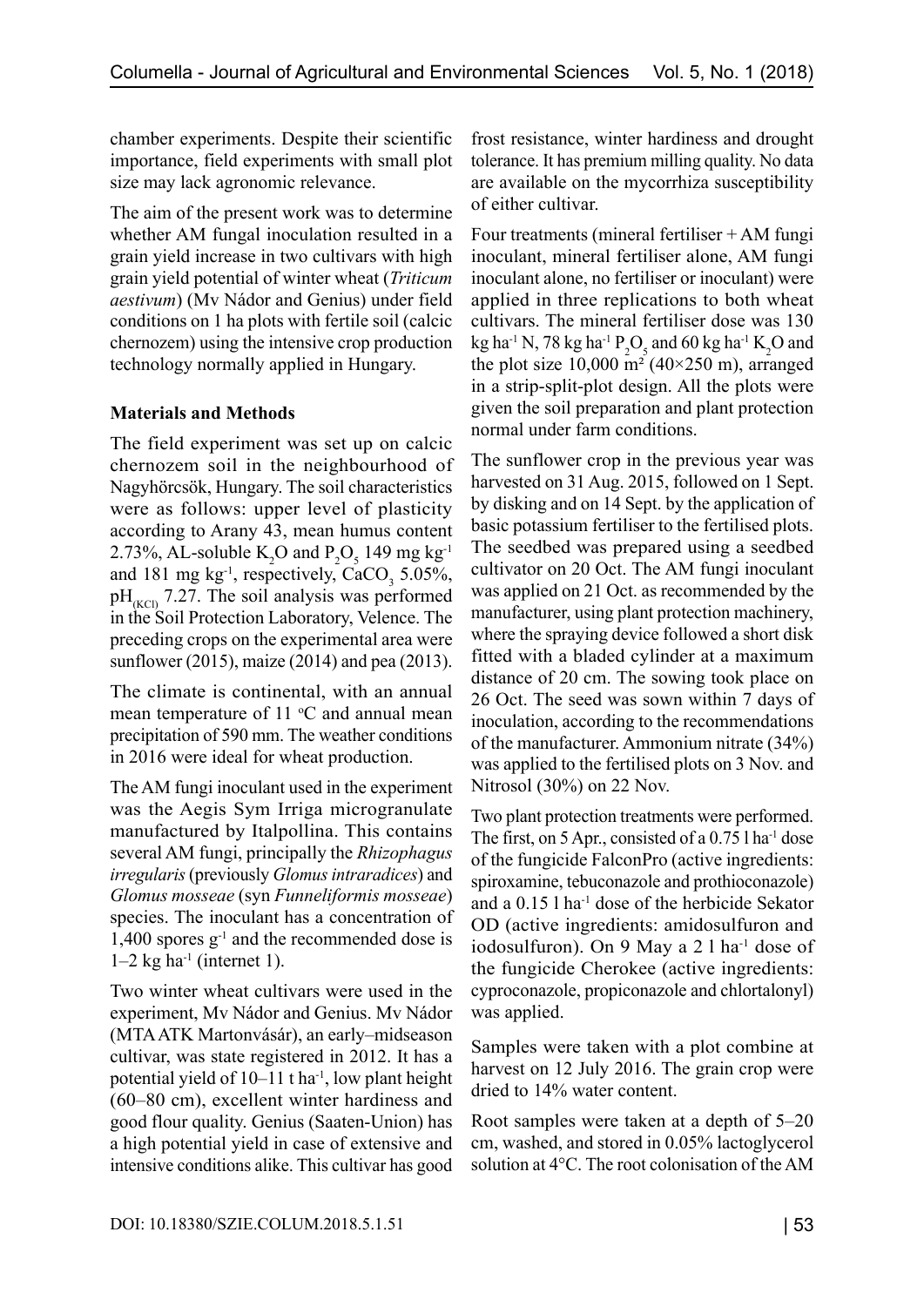chamber experiments. Despite their scientific importance, field experiments with small plot size may lack agronomic relevance.

The aim of the present work was to determine whether AM fungal inoculation resulted in a grain yield increase in two cultivars with high grain yield potential of winter wheat (*Triticum aestivum*) (Mv Nádor and Genius) under field conditions on 1 ha plots with fertile soil (calcic chernozem) using the intensive crop production technology normally applied in Hungary.

## Materials and Methods

The field experiment was set up on calcic chernozem soil in the neighbourhood of Nagyhörcsök, Hungary. The soil characteristics were as follows: upper level of plasticity according to Arany 43, mean humus content 2.73%, AL-soluble $K_2O$ and $P_2O_5$ 149 mg kg$^{-1}$ and 181 mg kg$^{-1}$, respectively, $CaCO_3$ 5.05%, $pH_{(KCl)}$ 7.27. The soil analysis was performed in the Soil Protection Laboratory, Velence. The preceding crops on the experimental area were sunflower (2015), maize (2014) and pea (2013).

The climate is continental, with an annual mean temperature of 11 °C and annual mean precipitation of 590 mm. The weather conditions in 2016 were ideal for wheat production.

The AM fungi inoculant used in the experiment was the Aegis Sym Irriga microgranulate manufactured by Italpollina. This contains several AM fungi, principally the *Rhizophagus irregularis* (previously *Glomus intraradices*) and *Glomus mosseae* (syn *Funneliformis mosseae*) species. The inoculant has a concentration of 1,400 spores g$^{-1}$ and the recommended dose is 1–2 kg ha$^{-1}$ (internet 1).

Two winter wheat cultivars were used in the experiment, Mv Nádor and Genius. Mv Nádor (MTA ATK Martonvásár), an early–midseason cultivar, was state registered in 2012. It has a potential yield of 10–11 t ha$^{-1}$, low plant height (60–80 cm), excellent winter hardiness and good flour quality. Genius (Saaten-Union) has a high potential yield in case of extensive and intensive conditions alike. This cultivar has good frost resistance, winter hardiness and drought tolerance. It has premium milling quality. No data are available on the mycorrhiza susceptibility of either cultivar.

Four treatments (mineral fertiliser + AM fungi inoculant, mineral fertiliser alone, AM fungi inoculant alone, no fertiliser or inoculant) were applied in three replications to both wheat cultivars. The mineral fertiliser dose was 130 kg ha$^{-1}$ N, 78 kg ha$^{-1}$ $P_2O_5$ and 60 kg ha$^{-1}$ $K_2O$ and the plot size 10,000 m$^2$ (40×250 m), arranged in a strip-split-plot design. All the plots were given the soil preparation and plant protection normal under farm conditions.

The sunflower crop in the previous year was harvested on 31 Aug. 2015, followed on 1 Sept. by disking and on 14 Sept. by the application of basic potassium fertiliser to the fertilised plots. The seedbed was prepared using a seedbed cultivator on 20 Oct. The AM fungi inoculant was applied on 21 Oct. as recommended by the manufacturer, using plant protection machinery, where the spraying device followed a short disk fitted with a bladed cylinder at a maximum distance of 20 cm. The sowing took place on 26 Oct. The seed was sown within 7 days of inoculation, according to the recommendations of the manufacturer. Ammonium nitrate (34%) was applied to the fertilised plots on 3 Nov. and Nitrosol (30%) on 22 Nov.

Two plant protection treatments were performed. The first, on 5 Apr., consisted of a 0.75 l ha$^{-1}$ dose of the fungicide FalconPro (active ingredients: spiroxamine, tebuconazole and prothioconazole) and a 0.15 l ha$^{-1}$ dose of the herbicide Sekator OD (active ingredients: amidosulfuron and iodosulfuron). On 9 May a 2 l ha$^{-1}$ dose of the fungicide Cherokee (active ingredients: cyproconazole, propiconazole and chlortalonyl) was applied.

Samples were taken with a plot combine at harvest on 12 July 2016. The grain crop were dried to 14% water content.

Root samples were taken at a depth of 5–20 cm, washed, and stored in 0.05% lactoglycerol solution at 4°C. The root colonisation of the AM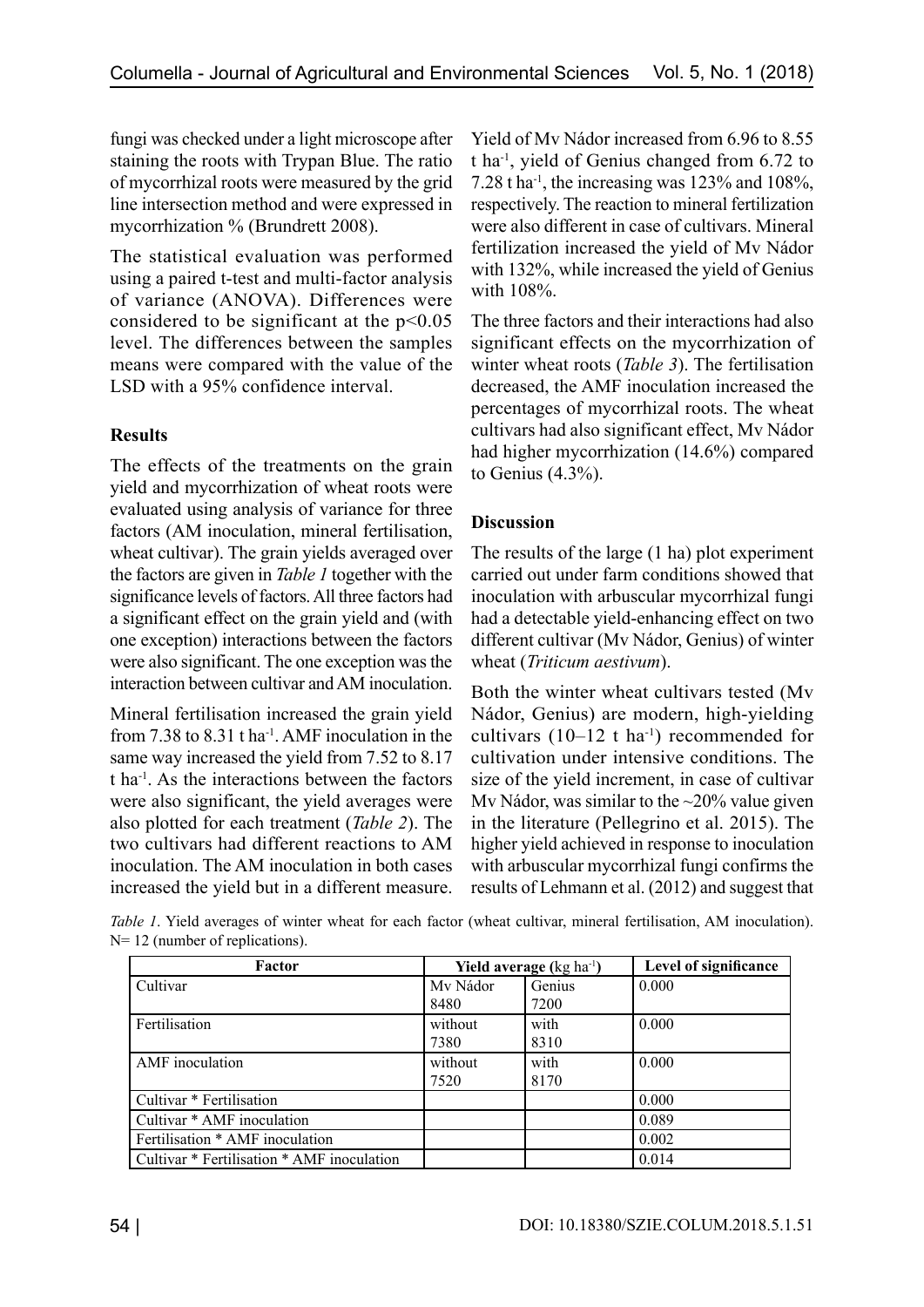fungi was checked under a light microscope after staining the roots with Trypan Blue. The ratio of mycorrhizal roots were measured by the grid line intersection method and were expressed in mycorrhization % (Brundrett 2008).

The statistical evaluation was performed using a paired t-test and multi-factor analysis of variance (ANOVA). Differences were considered to be significant at the $p<0.05$ level. The differences between the samples means were compared with the value of the LSD with a 95% confidence interval.

## Results

The effects of the treatments on the grain yield and mycorrhization of wheat roots were evaluated using analysis of variance for three factors (AM inoculation, mineral fertilisation, wheat cultivar). The grain yields averaged over the factors are given in *Table 1* together with the significance levels of factors. All three factors had a significant effect on the grain yield and (with one exception) interactions between the factors were also significant. The one exception was the interaction between cultivar and AM inoculation.

Mineral fertilisation increased the grain yield from 7.38 to 8.31 t ha$^{-1}$. AMF inoculation in the same way increased the yield from 7.52 to 8.17 t ha$^{-1}$. As the interactions between the factors were also significant, the yield averages were also plotted for each treatment (*Table 2*). The two cultivars had different reactions to AM inoculation. The AM inoculation in both cases increased the yield but in a different measure. Yield of Mv Nádor increased from 6.96 to 8.55 t ha$^{-1}$, yield of Genius changed from 6.72 to 7.28 t ha$^{-1}$, the increasing was 123% and 108%, respectively. The reaction to mineral fertilization were also different in case of cultivars. Mineral fertilization increased the yield of Mv Nádor with 132%, while increased the yield of Genius with 108%.

The three factors and their interactions had also significant effects on the mycorrhization of winter wheat roots (*Table 3*). The fertilisation decreased, the AMF inoculation increased the percentages of mycorrhizal roots. The wheat cultivars had also significant effect, Mv Nádor had higher mycorrhization (14.6%) compared to Genius (4.3%).

## Discussion

The results of the large (1 ha) plot experiment carried out under farm conditions showed that inoculation with arbuscular mycorrhizal fungi had a detectable yield-enhancing effect on two different cultivar (Mv Nádor, Genius) of winter wheat (*Triticum aestivum*).

Both the winter wheat cultivars tested (Mv Nádor, Genius) are modern, high-yielding cultivars (10–12 t ha$^{-1}$) recommended for cultivation under intensive conditions. The size of the yield increment, in case of cultivar Mv Nádor, was similar to the ~20% value given in the literature (Pellegrino et al. 2015). The higher yield achieved in response to inoculation with arbuscular mycorrhizal fungi confirms the results of Lehmann et al. (2012) and suggest that

*Table 1*. Yield averages of winter wheat for each factor (wheat cultivar, mineral fertilisation, AM inoculation). N= 12 (number of replications).

| **Factor** | **Yield average** (kg ha$^{-1}$) | | **Level of significance** |
|---|---|---|---|
| Cultivar | Mv Nádor<br>8480 | Genius<br>7200 | 0.000 |
| Fertilisation | without<br>7380 | with<br>8310 | 0.000 |
| AMF inoculation | without<br>7520 | with<br>8170 | 0.000 |
| Cultivar * Fertilisation | | | 0.000 |
| Cultivar * AMF inoculation | | | 0.089 |
| Fertilisation * AMF inoculation | | | 0.002 |
| Cultivar * Fertilisation * AMF inoculation | | | 0.014 |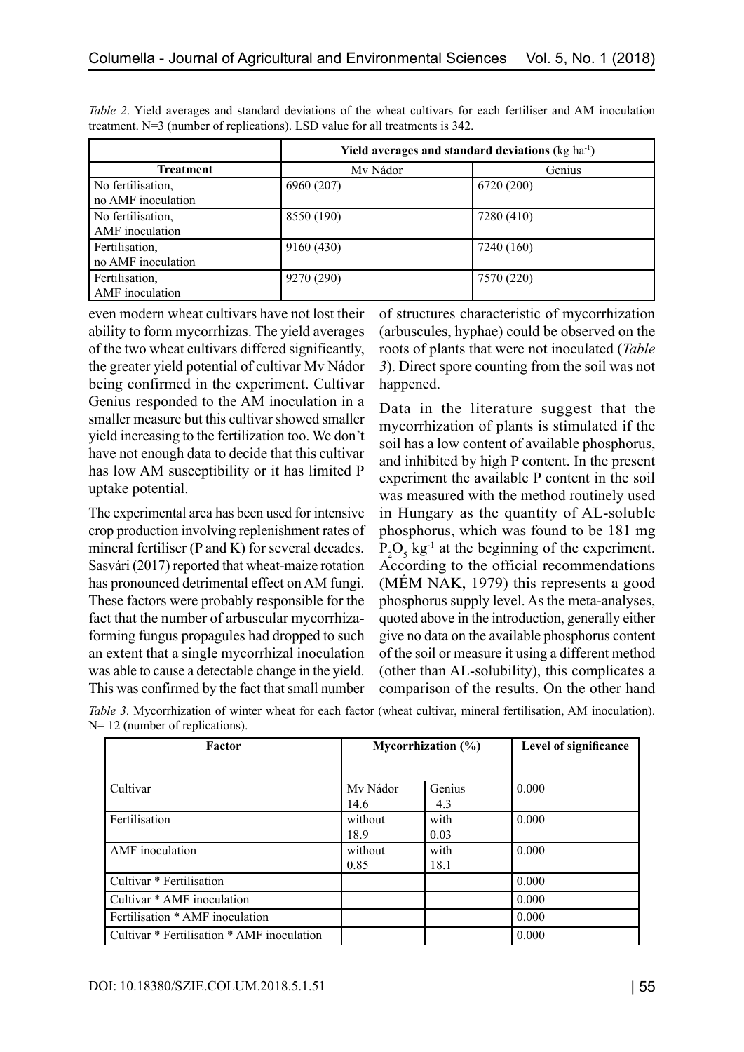*Table 2*. Yield averages and standard deviations of the wheat cultivars for each fertiliser and AM inoculation treatment. N=3 (number of replications). LSD value for all treatments is 342.

| | **Yield averages and standard deviations** (kg ha$^{-1}$) | |
|---|---|---|
| **Treatment** | Mv Nádor | Genius |
| No fertilisation, no AMF inoculation | 6960 (207) | 6720 (200) |
| No fertilisation, AMF inoculation | 8550 (190) | 7280 (410) |
| Fertilisation, no AMF inoculation | 9160 (430) | 7240 (160) |
| Fertilisation, AMF inoculation | 9270 (290) | 7570 (220) |

even modern wheat cultivars have not lost their ability to form mycorrhizas. The yield averages of the two wheat cultivars differed significantly, the greater yield potential of cultivar Mv Nádor being confirmed in the experiment. Cultivar Genius responded to the AM inoculation in a smaller measure but this cultivar showed smaller yield increasing to the fertilization too. We don't have not enough data to decide that this cultivar has low AM susceptibility or it has limited P uptake potential.

The experimental area has been used for intensive crop production involving replenishment rates of mineral fertiliser (P and K) for several decades. Sasvári (2017) reported that wheat-maize rotation has pronounced detrimental effect on AM fungi. These factors were probably responsible for the fact that the number of arbuscular mycorrhiza-forming fungus propagules had dropped to such an extent that a single mycorrhizal inoculation was able to cause a detectable change in the yield. This was confirmed by the fact that small number of structures characteristic of mycorrhization (arbuscules, hyphae) could be observed on the roots of plants that were not inoculated (*Table 3*). Direct spore counting from the soil was not happened.

Data in the literature suggest that the mycorrhization of plants is stimulated if the soil has a low content of available phosphorus, and inhibited by high P content. In the present experiment the available P content in the soil was measured with the method routinely used in Hungary as the quantity of AL-soluble phosphorus, which was found to be 181 mg $P_2O_5$ kg$^{-1}$ at the beginning of the experiment. According to the official recommendations (MÉM NAK, 1979) this represents a good phosphorus supply level. As the meta-analyses, quoted above in the introduction, generally either give no data on the available phosphorus content of the soil or measure it using a different method (other than AL-solubility), this complicates a comparison of the results. On the other hand

*Table 3*. Mycorrhization of winter wheat for each factor (wheat cultivar, mineral fertilisation, AM inoculation). N= 12 (number of replications).

| **Factor** | **Mycorrhization (%)** | | **Level of significance** |
|---|---|---|---|
| Cultivar | Mv Nádor 14.6 | Genius 4.3 | 0.000 |
| Fertilisation | without 18.9 | with 0.03 | 0.000 |
| AMF inoculation | without 0.85 | with 18.1 | 0.000 |
| Cultivar * Fertilisation | | | 0.000 |
| Cultivar * AMF inoculation | | | 0.000 |
| Fertilisation * AMF inoculation | | | 0.000 |
| Cultivar * Fertilisation * AMF inoculation | | | 0.000 |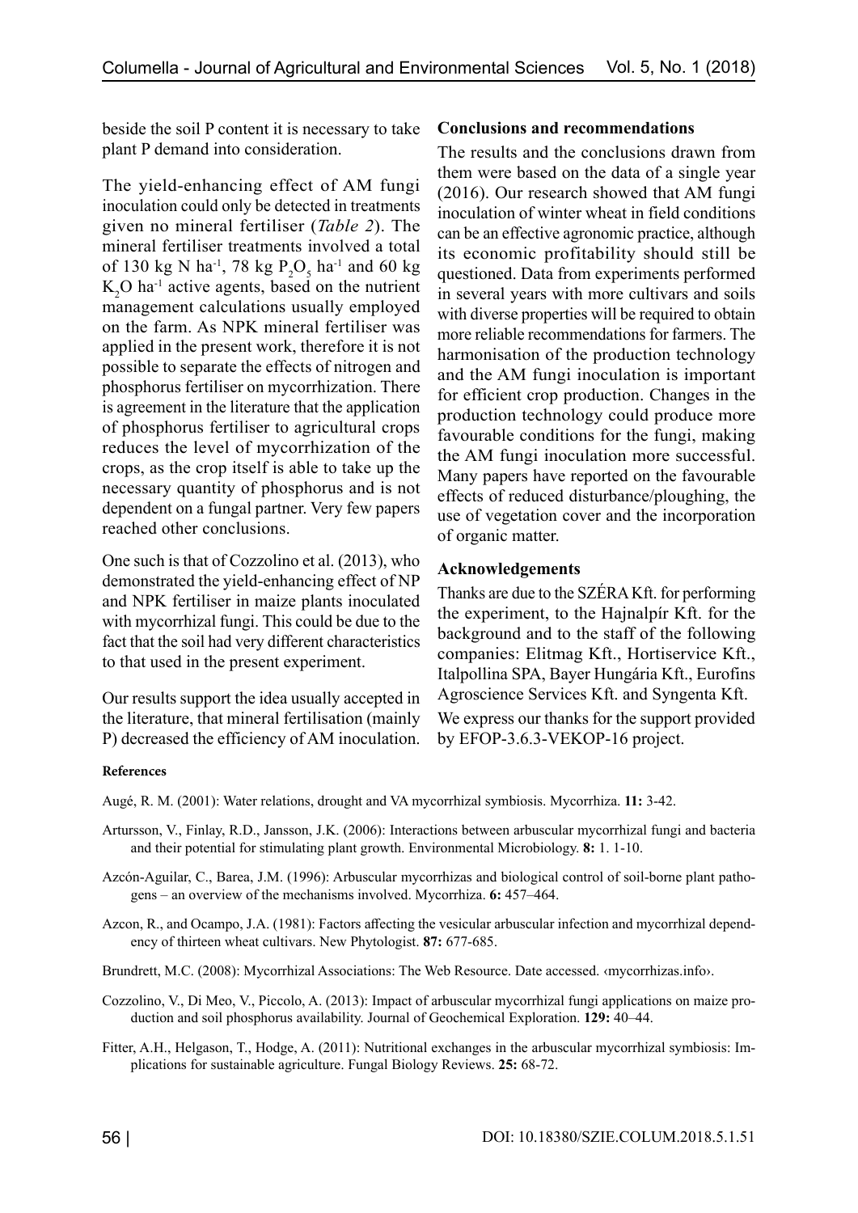beside the soil P content it is necessary to take plant P demand into consideration.

The yield-enhancing effect of AM fungi inoculation could only be detected in treatments given no mineral fertiliser (*Table 2*). The mineral fertiliser treatments involved a total of 130 kg N $ha^{-1}$, 78 kg $P_2O_5$ $ha^{-1}$ and 60 kg $K_2O$ $ha^{-1}$ active agents, based on the nutrient management calculations usually employed on the farm. As NPK mineral fertiliser was applied in the present work, therefore it is not possible to separate the effects of nitrogen and phosphorus fertiliser on mycorrhization. There is agreement in the literature that the application of phosphorus fertiliser to agricultural crops reduces the level of mycorrhization of the crops, as the crop itself is able to take up the necessary quantity of phosphorus and is not dependent on a fungal partner. Very few papers reached other conclusions.

One such is that of Cozzolino et al. (2013), who demonstrated the yield-enhancing effect of NP and NPK fertiliser in maize plants inoculated with mycorrhizal fungi. This could be due to the fact that the soil had very different characteristics to that used in the present experiment.

Our results support the idea usually accepted in the literature, that mineral fertilisation (mainly P) decreased the efficiency of AM inoculation.

## Conclusions and recommendations

The results and the conclusions drawn from them were based on the data of a single year (2016). Our research showed that AM fungi inoculation of winter wheat in field conditions can be an effective agronomic practice, although its economic profitability should still be questioned. Data from experiments performed in several years with more cultivars and soils with diverse properties will be required to obtain more reliable recommendations for farmers. The harmonisation of the production technology and the AM fungi inoculation is important for efficient crop production. Changes in the production technology could produce more favourable conditions for the fungi, making the AM fungi inoculation more successful. Many papers have reported on the favourable effects of reduced disturbance/ploughing, the use of vegetation cover and the incorporation of organic matter.

## Acknowledgements

Thanks are due to the SZÉRA Kft. for performing the experiment, to the Hajnalpír Kft. for the background and to the staff of the following companies: Elitmag Kft., Hortiservice Kft., Italpollina SPA, Bayer Hungária Kft., Eurofins Agroscience Services Kft. and Syngenta Kft.

We express our thanks for the support provided by EFOP-3.6.3-VEKOP-16 project.

## References

Augé, R. M. (2001): Water relations, drought and VA mycorrhizal symbiosis. Mycorrhiza. **11:** 3-42.

Artursson, V., Finlay, R.D., Jansson, J.K. (2006): Interactions between arbuscular mycorrhizal fungi and bacteria and their potential for stimulating plant growth. Environmental Microbiology. **8:** 1. 1-10.

Azcón-Aguilar, C., Barea, J.M. (1996): Arbuscular mycorrhizas and biological control of soil-borne plant pathogens – an overview of the mechanisms involved. Mycorrhiza. **6:** 457–464.

Azcon, R., and Ocampo, J.A. (1981): Factors affecting the vesicular arbuscular infection and mycorrhizal dependency of thirteen wheat cultivars. New Phytologist. **87:** 677-685.

Brundrett, M.C. (2008): Mycorrhizal Associations: The Web Resource. Date accessed. ‹mycorrhizas.info›.

Cozzolino, V., Di Meo, V., Piccolo, A. (2013): Impact of arbuscular mycorrhizal fungi applications on maize production and soil phosphorus availability. Journal of Geochemical Exploration. **129:** 40–44.

Fitter, A.H., Helgason, T., Hodge, A. (2011): Nutritional exchanges in the arbuscular mycorrhizal symbiosis: Implications for sustainable agriculture. Fungal Biology Reviews. **25:** 68-72.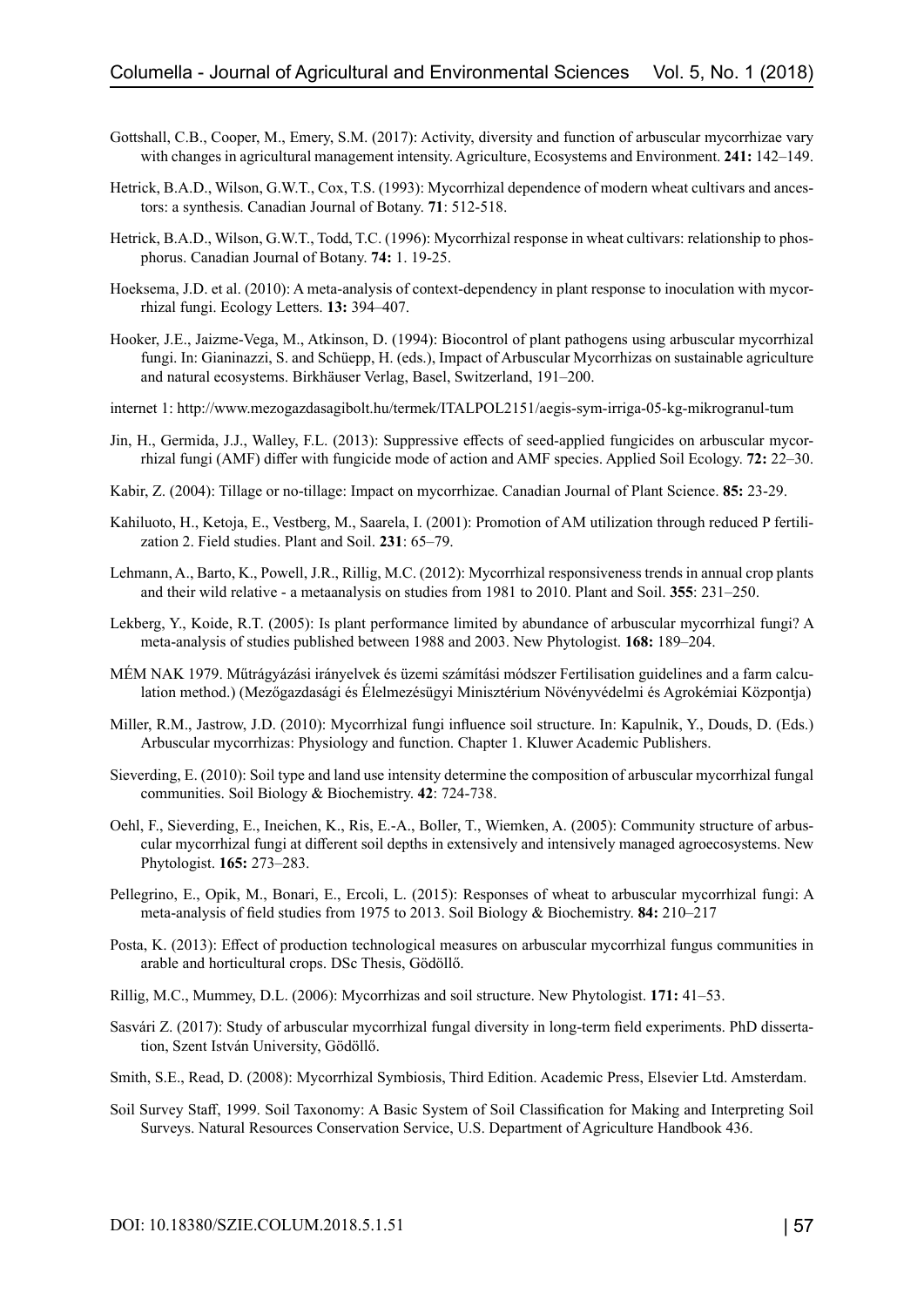Gottshall, C.B., Cooper, M., Emery, S.M. (2017): Activity, diversity and function of arbuscular mycorrhizae vary with changes in agricultural management intensity. Agriculture, Ecosystems and Environment. **241:** 142–149.

Hetrick, B.A.D., Wilson, G.W.T., Cox, T.S. (1993): Mycorrhizal dependence of modern wheat cultivars and ancestors: a synthesis. Canadian Journal of Botany. **71**: 512-518.

Hetrick, B.A.D., Wilson, G.W.T., Todd, T.C. (1996): Mycorrhizal response in wheat cultivars: relationship to phosphorus. Canadian Journal of Botany. **74:** 1. 19-25.

Hoeksema, J.D. et al. (2010): A meta-analysis of context-dependency in plant response to inoculation with mycorrhizal fungi. Ecology Letters. **13:** 394–407.

Hooker, J.E., Jaizme-Vega, M., Atkinson, D. (1994): Biocontrol of plant pathogens using arbuscular mycorrhizal fungi. In: Gianinazzi, S. and Schüepp, H. (eds.), Impact of Arbuscular Mycorrhizas on sustainable agriculture and natural ecosystems. Birkhäuser Verlag, Basel, Switzerland, 191–200.

internet 1: http://www.mezogazdasagibolt.hu/termek/ITALPOL2151/aegis-sym-irriga-05-kg-mikrogranul-tum

Jin, H., Germida, J.J., Walley, F.L. (2013): Suppressive effects of seed-applied fungicides on arbuscular mycorrhizal fungi (AMF) differ with fungicide mode of action and AMF species. Applied Soil Ecology. **72:** 22–30.

Kabir, Z. (2004): Tillage or no-tillage: Impact on mycorrhizae. Canadian Journal of Plant Science. **85:** 23-29.

Kahiluoto, H., Ketoja, E., Vestberg, M., Saarela, I. (2001): Promotion of AM utilization through reduced P fertilization 2. Field studies. Plant and Soil. **231**: 65–79.

Lehmann, A., Barto, K., Powell, J.R., Rillig, M.C. (2012): Mycorrhizal responsiveness trends in annual crop plants and their wild relative - a metaanalysis on studies from 1981 to 2010. Plant and Soil. **355**: 231–250.

Lekberg, Y., Koide, R.T. (2005): Is plant performance limited by abundance of arbuscular mycorrhizal fungi? A meta-analysis of studies published between 1988 and 2003. New Phytologist. **168:** 189–204.

MÉM NAK 1979. Műtrágyázási irányelvek és üzemi számítási módszer Fertilisation guidelines and a farm calculation method.) (Mezőgazdasági és Élelmezésügyi Minisztérium Növényvédelmi és Agrokémiai Központja)

Miller, R.M., Jastrow, J.D. (2010): Mycorrhizal fungi influence soil structure. In: Kapulnik, Y., Douds, D. (Eds.) Arbuscular mycorrhizas: Physiology and function. Chapter 1. Kluwer Academic Publishers.

Sieverding, E. (2010): Soil type and land use intensity determine the composition of arbuscular mycorrhizal fungal communities. Soil Biology & Biochemistry. **42**: 724-738.

Oehl, F., Sieverding, E., Ineichen, K., Ris, E.-A., Boller, T., Wiemken, A. (2005): Community structure of arbuscular mycorrhizal fungi at different soil depths in extensively and intensively managed agroecosystems. New Phytologist. **165:** 273–283.

Pellegrino, E., Opik, M., Bonari, E., Ercoli, L. (2015): Responses of wheat to arbuscular mycorrhizal fungi: A meta-analysis of field studies from 1975 to 2013. Soil Biology & Biochemistry. **84:** 210–217

Posta, K. (2013): Effect of production technological measures on arbuscular mycorrhizal fungus communities in arable and horticultural crops. DSc Thesis, Gödöllő.

Rillig, M.C., Mummey, D.L. (2006): Mycorrhizas and soil structure. New Phytologist. **171:** 41–53.

Sasvári Z. (2017): Study of arbuscular mycorrhizal fungal diversity in long-term field experiments. PhD dissertation, Szent István University, Gödöllő.

Smith, S.E., Read, D. (2008): Mycorrhizal Symbiosis, Third Edition. Academic Press, Elsevier Ltd. Amsterdam.

Soil Survey Staff, 1999. Soil Taxonomy: A Basic System of Soil Classification for Making and Interpreting Soil Surveys. Natural Resources Conservation Service, U.S. Department of Agriculture Handbook 436.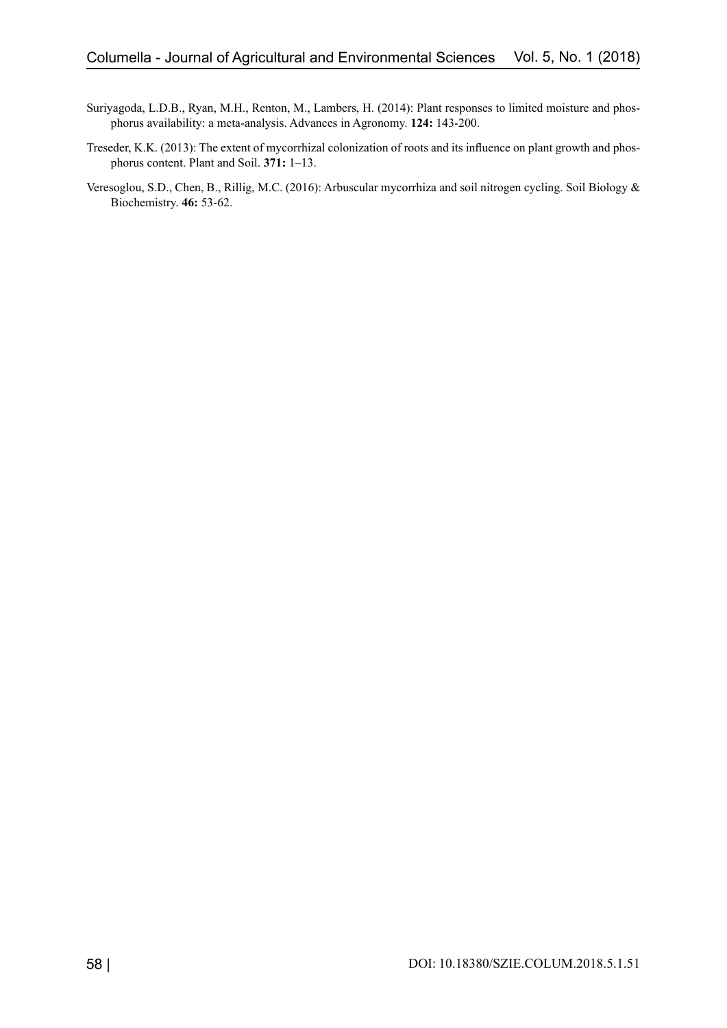Suriyagoda, L.D.B., Ryan, M.H., Renton, M., Lambers, H. (2014): Plant responses to limited moisture and phosphorus availability: a meta-analysis. Advances in Agronomy. **124:** 143-200.

Treseder, K.K. (2013): The extent of mycorrhizal colonization of roots and its influence on plant growth and phosphorus content. Plant and Soil. **371:** 1–13.

Veresoglou, S.D., Chen, B., Rillig, M.C. (2016): Arbuscular mycorrhiza and soil nitrogen cycling. Soil Biology & Biochemistry. **46:** 53-62.